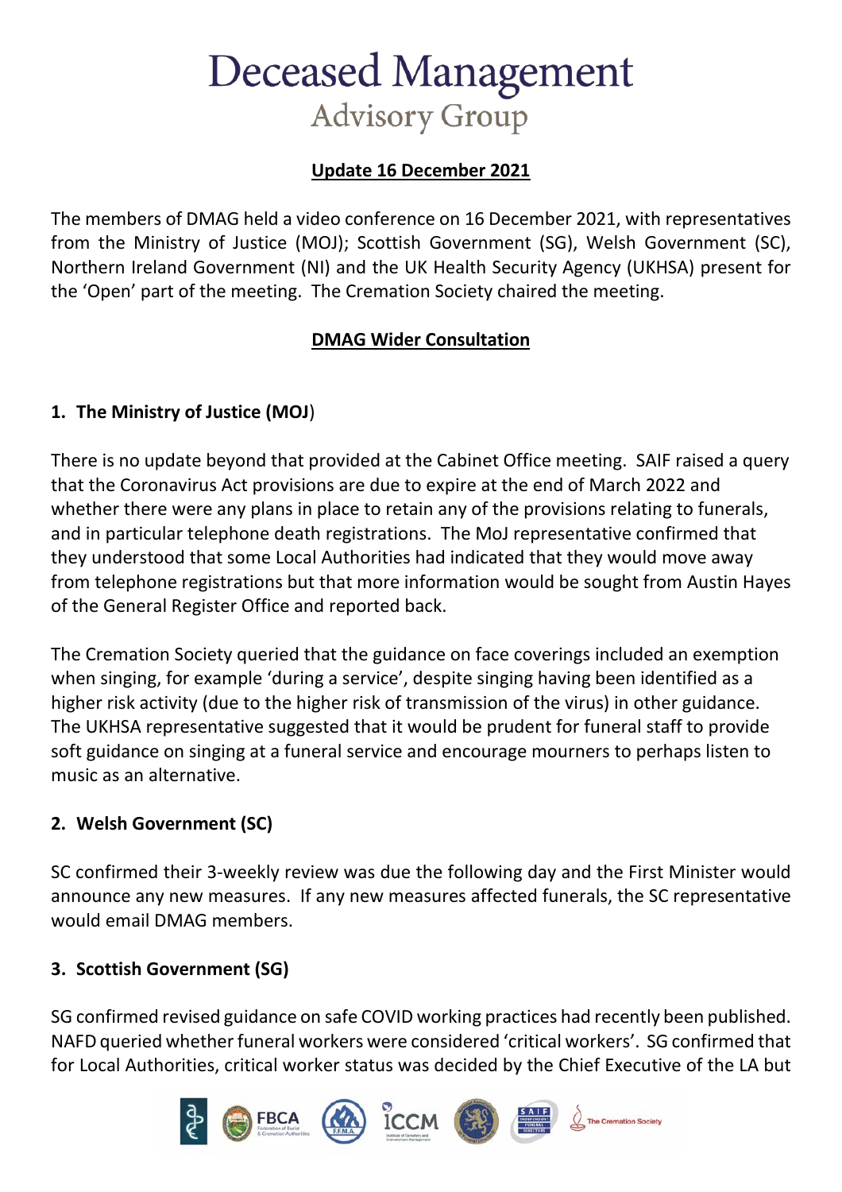# Deceased Management
## Advisory Group

**Update 16 December 2021**

The members of DMAG held a video conference on 16 December 2021, with representatives from the Ministry of Justice (MOJ); Scottish Government (SG), Welsh Government (SC), Northern Ireland Government (NI) and the UK Health Security Agency (UKHSA) present for the 'Open' part of the meeting. The Cremation Society chaired the meeting.

**DMAG Wider Consultation**

### 1. The Ministry of Justice (MOJ)

There is no update beyond that provided at the Cabinet Office meeting. SAIF raised a query that the Coronavirus Act provisions are due to expire at the end of March 2022 and whether there were any plans in place to retain any of the provisions relating to funerals, and in particular telephone death registrations. The MoJ representative confirmed that they understood that some Local Authorities had indicated that they would move away from telephone registrations but that more information would be sought from Austin Hayes of the General Register Office and reported back.

The Cremation Society queried that the guidance on face coverings included an exemption when singing, for example 'during a service', despite singing having been identified as a higher risk activity (due to the higher risk of transmission of the virus) in other guidance. The UKHSA representative suggested that it would be prudent for funeral staff to provide soft guidance on singing at a funeral service and encourage mourners to perhaps listen to music as an alternative.

### 2. Welsh Government (SC)

SC confirmed their 3-weekly review was due the following day and the First Minister would announce any new measures. If any new measures affected funerals, the SC representative would email DMAG members.

### 3. Scottish Government (SG)

SG confirmed revised guidance on safe COVID working practices had recently been published. NAFD queried whether funeral workers were considered 'critical workers'. SG confirmed that for Local Authorities, critical worker status was decided by the Chief Executive of the LA but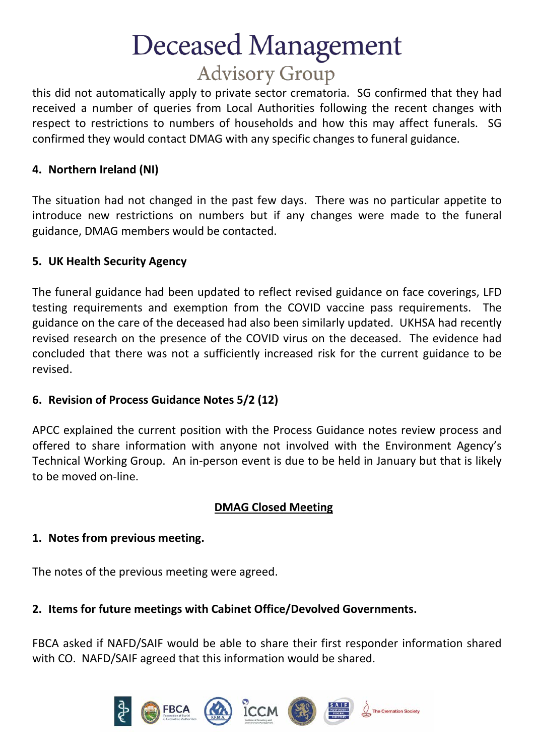this did not automatically apply to private sector crematoria. SG confirmed that they had received a number of queries from Local Authorities following the recent changes with respect to restrictions to numbers of households and how this may affect funerals. SG confirmed they would contact DMAG with any specific changes to funeral guidance.

**4. Northern Ireland (NI)**

The situation had not changed in the past few days. There was no particular appetite to introduce new restrictions on numbers but if any changes were made to the funeral guidance, DMAG members would be contacted.

**5. UK Health Security Agency**

The funeral guidance had been updated to reflect revised guidance on face coverings, LFD testing requirements and exemption from the COVID vaccine pass requirements. The guidance on the care of the deceased had also been similarly updated. UKHSA had recently revised research on the presence of the COVID virus on the deceased. The evidence had concluded that there was not a sufficiently increased risk for the current guidance to be revised.

**6. Revision of Process Guidance Notes 5/2 (12)**

APCC explained the current position with the Process Guidance notes review process and offered to share information with anyone not involved with the Environment Agency's Technical Working Group. An in-person event is due to be held in January but that is likely to be moved on-line.

## DMAG Closed Meeting

**1. Notes from previous meeting.**

The notes of the previous meeting were agreed.

**2. Items for future meetings with Cabinet Office/Devolved Governments.**

FBCA asked if NAFD/SAIF would be able to share their first responder information shared with CO. NAFD/SAIF agreed that this information would be shared.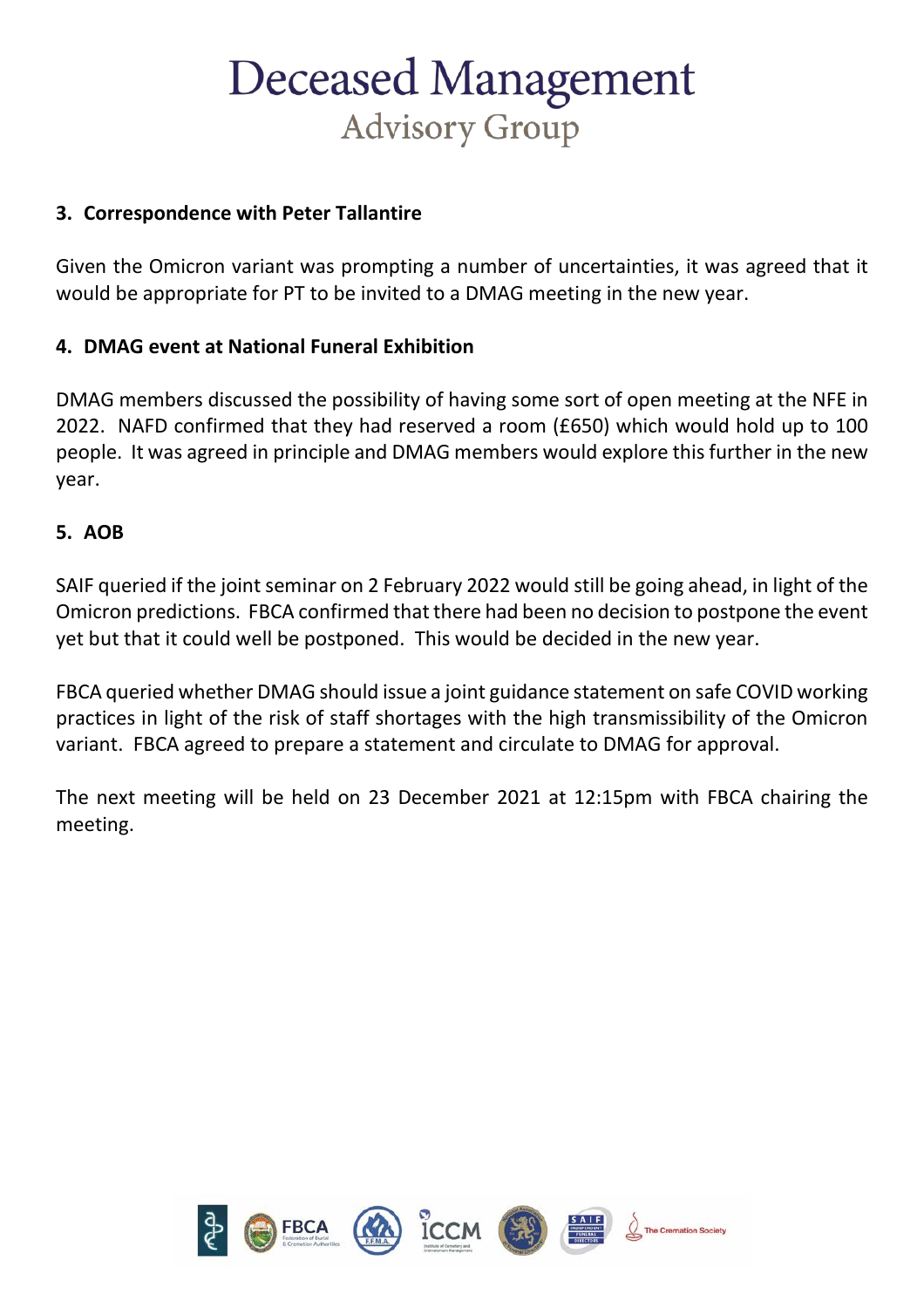### 3. Correspondence with Peter Tallantire

Given the Omicron variant was prompting a number of uncertainties, it was agreed that it would be appropriate for PT to be invited to a DMAG meeting in the new year.

### 4. DMAG event at National Funeral Exhibition

DMAG members discussed the possibility of having some sort of open meeting at the NFE in 2022. NAFD confirmed that they had reserved a room (£650) which would hold up to 100 people. It was agreed in principle and DMAG members would explore this further in the new year.

### 5. AOB

SAIF queried if the joint seminar on 2 February 2022 would still be going ahead, in light of the Omicron predictions. FBCA confirmed that there had been no decision to postpone the event yet but that it could well be postponed. This would be decided in the new year.

FBCA queried whether DMAG should issue a joint guidance statement on safe COVID working practices in light of the risk of staff shortages with the high transmissibility of the Omicron variant. FBCA agreed to prepare a statement and circulate to DMAG for approval.

The next meeting will be held on 23 December 2021 at 12:15pm with FBCA chairing the meeting.